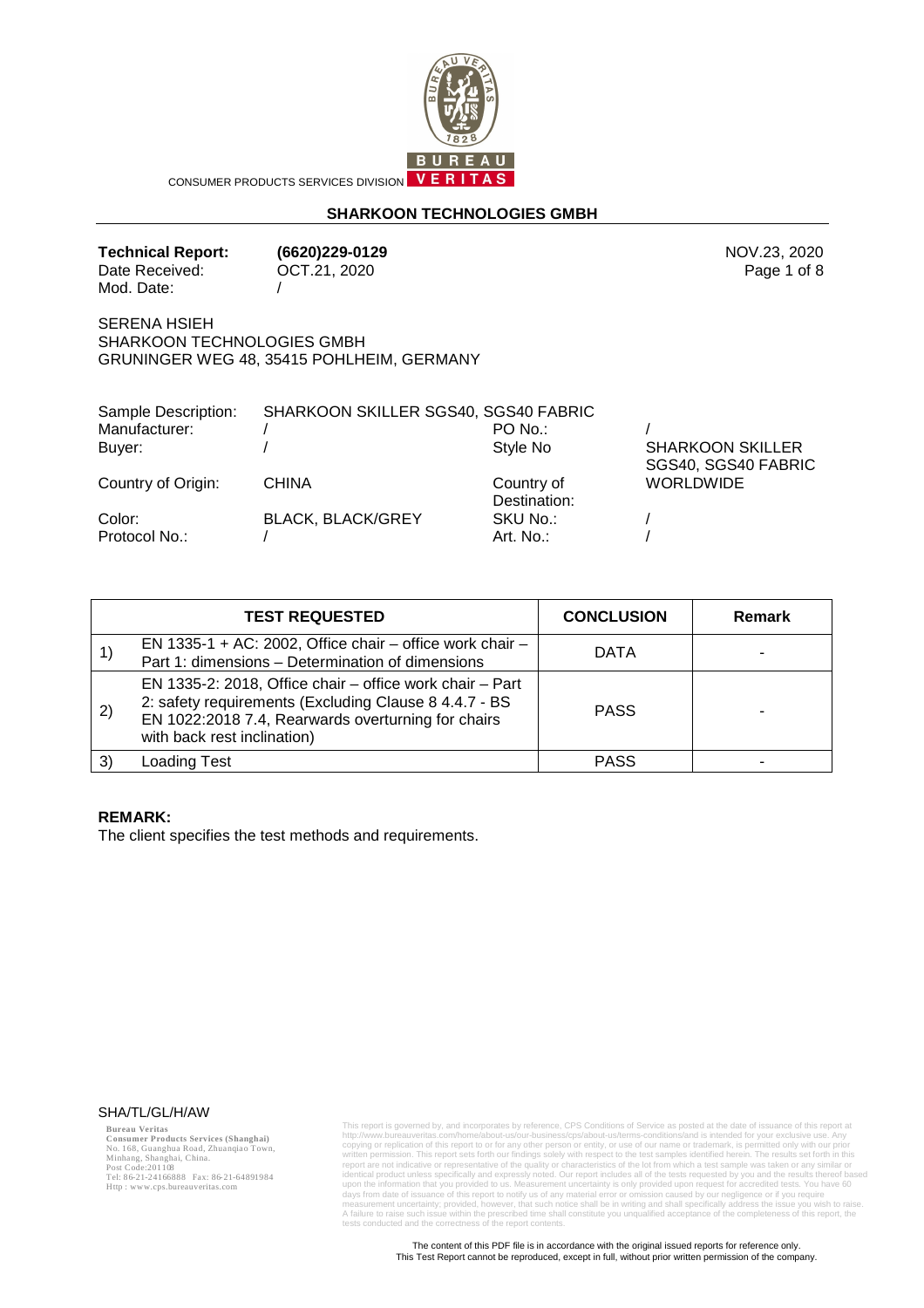CONSUMER PRODUCTS SERVICES DIVISION

## SHARKOON TECHNOLOGIES GMBH

**Technical Report:** **(6620)229-0129** NOV.23, 2020
Date Received: OCT.21, 2020
Mod. Date: /

SERENA HSIEH
SHARKOON TECHNOLOGIES GMBH
GRUNINGER WEG 48, 35415 POHLHEIM, GERMANY

| | | | |
|---|---|---|---|
| Sample Description: | SHARKOON SKILLER SGS40, SGS40 FABRIC | | |
| Manufacturer: | / | PO No.: | / |
| Buyer: | / | Style No | SHARKOON SKILLER SGS40, SGS40 FABRIC |
| Country of Origin: | CHINA | Country of Destination: | WORLDWIDE |
| Color: | BLACK, BLACK/GREY | SKU No.: | / |
| Protocol No.: | / | Art. No.: | / |

| | TEST REQUESTED | CONCLUSION | Remark |
|---|---|---|---|
| 1) | EN 1335-1 + AC: 2002, Office chair – office work chair – Part 1: dimensions – Determination of dimensions | DATA | - |
| 2) | EN 1335-2: 2018, Office chair – office work chair – Part 2: safety requirements (Excluding Clause 8 4.4.7 - BS EN 1022:2018 7.4, Rearwards overturning for chairs with back rest inclination) | PASS | - |
| 3) | Loading Test | PASS | - |

**REMARK:**
The client specifies the test methods and requirements.

SHA/TL/GL/H/AW

**Bureau Veritas**
**Consumer Products Services (Shanghai)**
No. 168, Guanghua Road, Zhuanqiao Town,
Minhang, Shanghai, China.
Post Code:201108
Tel: 86-21-24166888 Fax: 86-21-64891984
Http : www.cps.bureauveritas.com

This report is governed by, and incorporates by reference, CPS Conditions of Service as posted at the date of issuance of this report at http://www.bureauveritas.com/home/about-us/our-business/cps/about-us/terms-conditions/and is intended for your exclusive use. Any copying or replication of this report to or for any other person or entity, or use of our name or trademark, is permitted only with our prior written permission. This report sets forth our findings solely with respect to the test samples identified herein. The results set forth in this report are not indicative or representative of the quality or characteristics of the lot from which a test sample was taken or any similar or identical product unless specifically and expressly noted. Our report includes all of the tests requested by you and the results thereof based upon the information that you provided to us. Measurement uncertainty is only provided upon request for accredited tests. You have 60 days from date of issuance of this report to notify us of any material error or omission caused by our negligence or if you require measurement uncertainty; provided, however, that such notice shall be in writing and shall specifically address the issue you wish to raise. A failure to raise such issue within the prescribed time shall constitute you unqualified acceptance of the completeness of this report, the tests conducted and the correctness of the report contents.

The content of this PDF file is in accordance with the original issued reports for reference only.
This Test Report cannot be reproduced, except in full, without prior written permission of the company.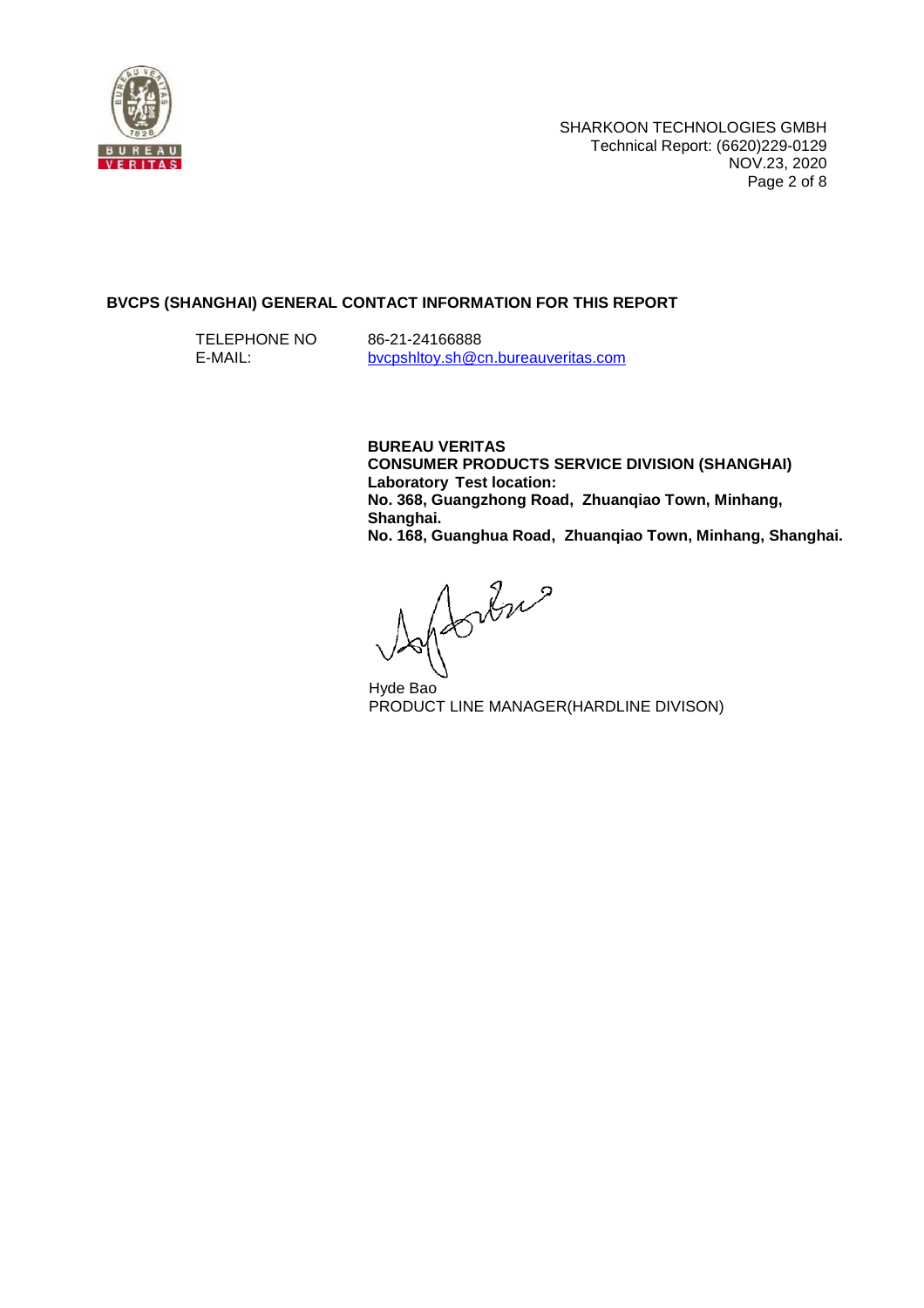**BVCPS (SHANGHAI) GENERAL CONTACT INFORMATION FOR THIS REPORT**

TELEPHONE NO 86-21-24166888
E-MAIL: bvcpshltoy.sh@cn.bureauveritas.com

**BUREAU VERITAS**
**CONSUMER PRODUCTS SERVICE DIVISION (SHANGHAI)**
**Laboratory Test location:**
**No. 368, Guangzhong Road, Zhuanqiao Town, Minhang, Shanghai.**
**No. 168, Guanghua Road, Zhuanqiao Town, Minhang, Shanghai.**

Hyde Bao
PRODUCT LINE MANAGER(HARDLINE DIVISON)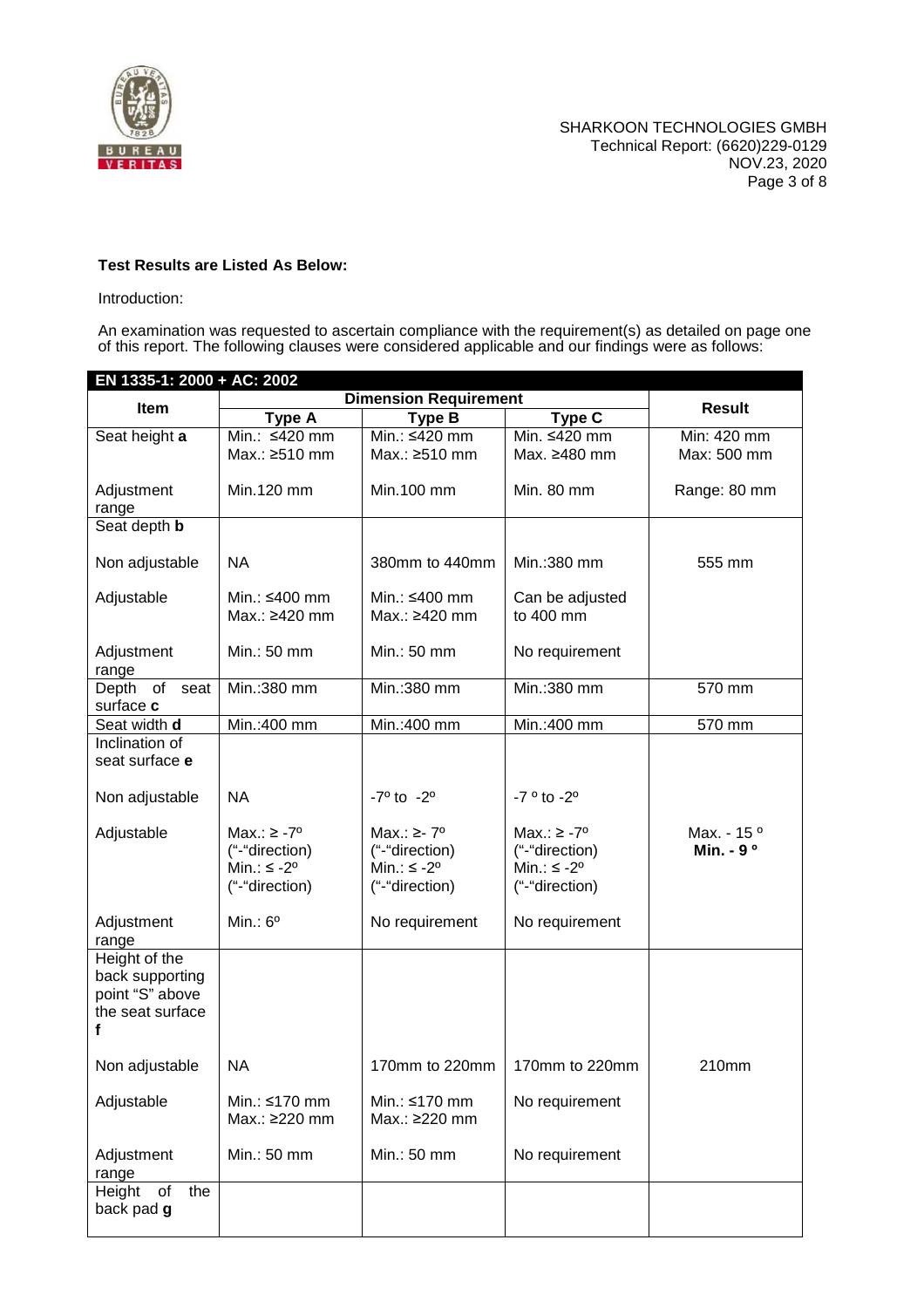**Test Results are Listed As Below:**

Introduction:

An examination was requested to ascertain compliance with the requirement(s) as detailed on page one of this report. The following clauses were considered applicable and our findings were as follows:

| EN 1335-1: 2000 + AC: 2002 | | | | |
|---|---|---|---|---|
| Item | Dimension Requirement | | | Result |
| | Type A | Type B | Type C | |
| Seat height **a** | Min.: ≤420 mm<br>Max.: ≥510 mm | Min.: ≤420 mm<br>Max.: ≥510 mm | Min. ≤420 mm<br>Max. ≥480 mm | Min: 420 mm<br>Max: 500 mm |
| Adjustment range | Min.120 mm | Min.100 mm | Min. 80 mm | Range: 80 mm |
| Seat depth **b** | | | | |
| Non adjustable | NA | 380mm to 440mm | Min.:380 mm | 555 mm |
| Adjustable | Min.: ≤400 mm<br>Max.: ≥420 mm | Min.: ≤400 mm<br>Max.: ≥420 mm | Can be adjusted to 400 mm | |
| Adjustment range | Min.: 50 mm | Min.: 50 mm | No requirement | |
| Depth of seat surface **c** | Min.:380 mm | Min.:380 mm | Min.:380 mm | 570 mm |
| Seat width **d** | Min.:400 mm | Min.:400 mm | Min.:400 mm | 570 mm |
| Inclination of seat surface **e** | | | | |
| Non adjustable | NA | -7º to -2º | -7 º to -2º | |
| Adjustable | Max.: ≥ -7º<br>("-"direction)<br>Min.: ≤ -2º<br>("-"direction) | Max.: ≥- 7º<br>("-"direction)<br>Min.: ≤ -2º<br>("-"direction) | Max.: ≥ -7º<br>("-"direction)<br>Min.: ≤ -2º<br>("-"direction) | Max. - 15 º<br>**Min. - 9 º** |
| Adjustment range | Min.: 6º | No requirement | No requirement | |
| Height of the back supporting point "S" above the seat surface **f** | | | | |
| Non adjustable | NA | 170mm to 220mm | 170mm to 220mm | 210mm |
| Adjustable | Min.: ≤170 mm<br>Max.: ≥220 mm | Min.: ≤170 mm<br>Max.: ≥220 mm | No requirement | |
| Adjustment range | Min.: 50 mm | Min.: 50 mm | No requirement | |
| Height of the back pad **g** | | | | |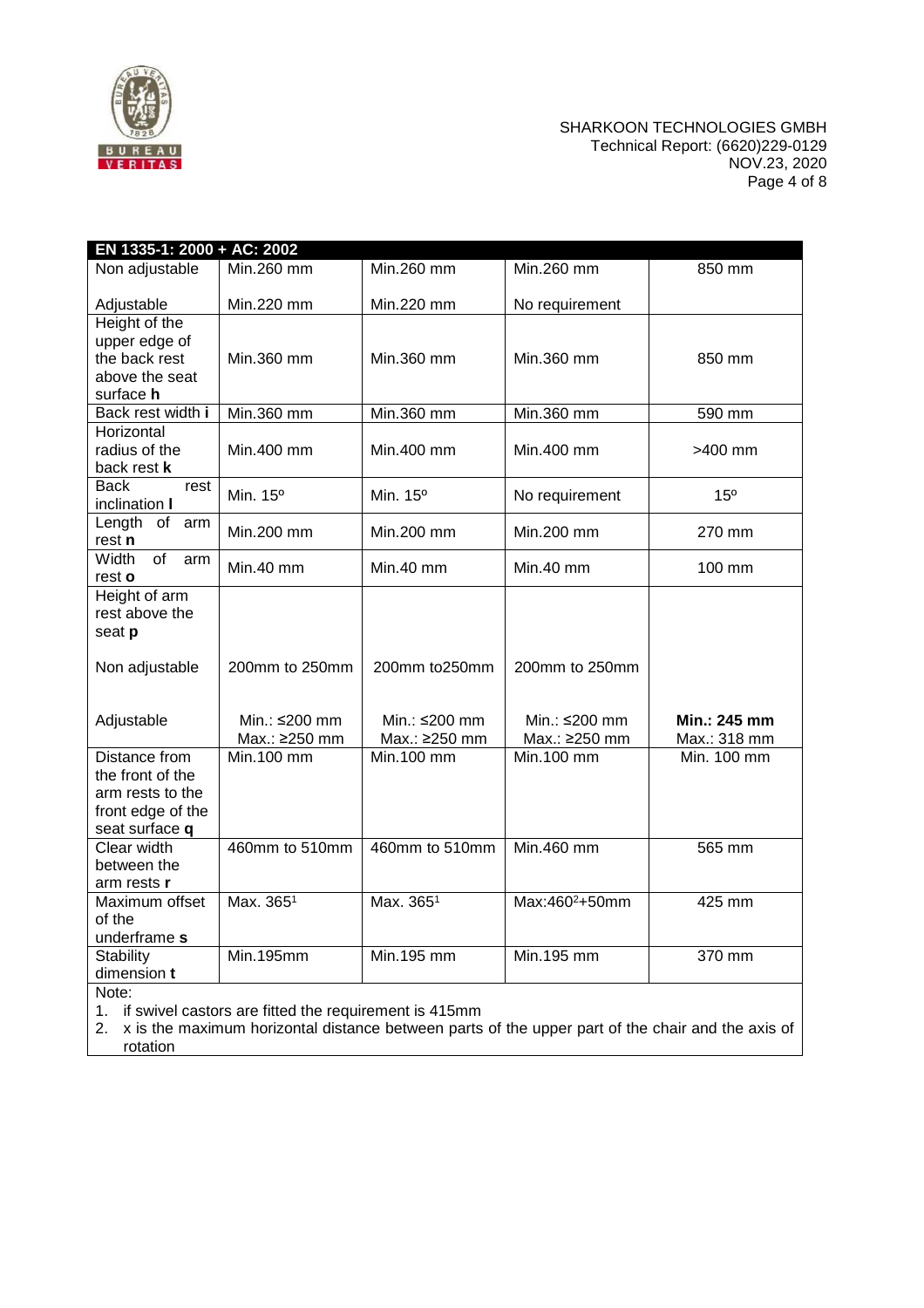| EN 1335-1: 2000 + AC: 2002 | | | | |
|---|---|---|---|---|
| Non adjustable<br><br>Adjustable | Min.260 mm<br><br>Min.220 mm | Min.260 mm<br><br>Min.220 mm | Min.260 mm<br><br>No requirement | 850 mm |
| Height of the upper edge of the back rest above the seat surface **h** | Min.360 mm | Min.360 mm | Min.360 mm | 850 mm |
| Back rest width **i** | Min.360 mm | Min.360 mm | Min.360 mm | 590 mm |
| Horizontal radius of the back rest **k** | Min.400 mm | Min.400 mm | Min.400 mm | >400 mm |
| Back rest inclination **l** | Min. 15º | Min. 15º | No requirement | 15º |
| Length of arm rest **n** | Min.200 mm | Min.200 mm | Min.200 mm | 270 mm |
| Width of arm rest **o** | Min.40 mm | Min.40 mm | Min.40 mm | 100 mm |
| Height of arm rest above the seat **p**<br><br>Non adjustable<br><br>Adjustable | <br><br><br>200mm to 250mm<br><br>Min.: ≤200 mm<br>Max.: ≥250 mm | <br><br><br>200mm to250mm<br><br>Min.: ≤200 mm<br>Max.: ≥250 mm | <br><br><br>200mm to 250mm<br><br>Min.: ≤200 mm<br>Max.: ≥250 mm | <br><br><br><br><br>**Min.: 245 mm**<br>Max.: 318 mm |
| Distance from the front of the arm rests to the front edge of the seat surface **q** | Min.100 mm | Min.100 mm | Min.100 mm | Min. 100 mm |
| Clear width between the arm rests **r** | 460mm to 510mm | 460mm to 510mm | Min.460 mm | 565 mm |
| Maximum offset of the underframe **s** | Max. 365[1] | Max. 365[1] | Max:460[2]+50mm | 425 mm |
| Stability dimension **t** | Min.195mm | Min.195 mm | Min.195 mm | 370 mm |

Note:

1. if swivel castors are fitted the requirement is 415mm
2. x is the maximum horizontal distance between parts of the upper part of the chair and the axis of rotation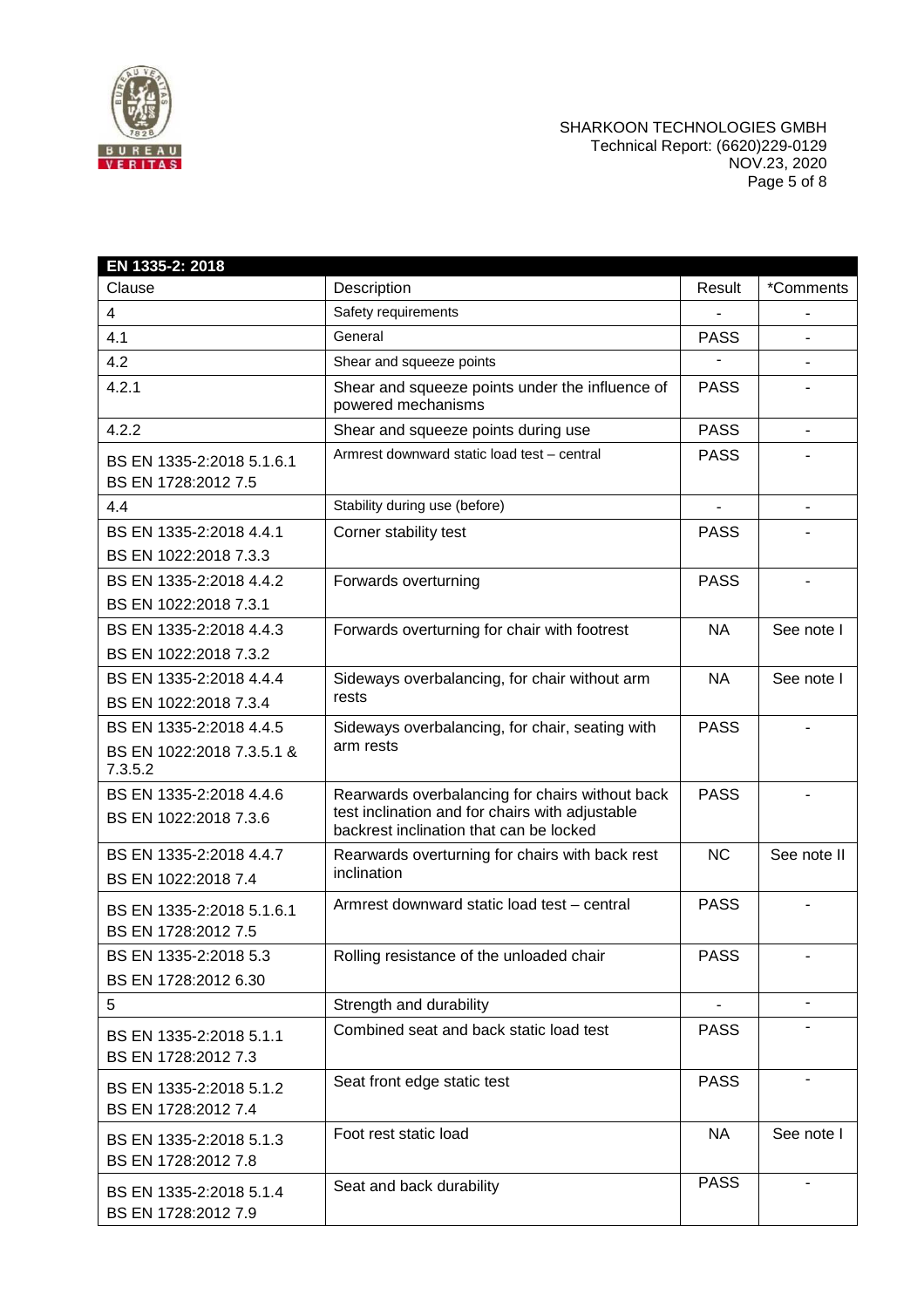| EN 1335-2: 2018 | | | |
|---|---|---|---|
| Clause | Description | Result | *Comments |
| 4 | Safety requirements | - | - |
| 4.1 | General | PASS | - |
| 4.2 | Shear and squeeze points | - | - |
| 4.2.1 | Shear and squeeze points under the influence of powered mechanisms | PASS | - |
| 4.2.2 | Shear and squeeze points during use | PASS | - |
| BS EN 1335-2:2018 5.1.6.1<br>BS EN 1728:2012 7.5 | Armrest downward static load test – central | PASS | - |
| 4.4 | Stability during use (before) | - | - |
| BS EN 1335-2:2018 4.4.1<br>BS EN 1022:2018 7.3.3 | Corner stability test | PASS | - |
| BS EN 1335-2:2018 4.4.2<br>BS EN 1022:2018 7.3.1 | Forwards overturning | PASS | - |
| BS EN 1335-2:2018 4.4.3<br>BS EN 1022:2018 7.3.2 | Forwards overturning for chair with footrest | NA | See note I |
| BS EN 1335-2:2018 4.4.4<br>BS EN 1022:2018 7.3.4 | Sideways overbalancing, for chair without arm rests | NA | See note I |
| BS EN 1335-2:2018 4.4.5<br>BS EN 1022:2018 7.3.5.1 & 7.3.5.2 | Sideways overbalancing, for chair, seating with arm rests | PASS | - |
| BS EN 1335-2:2018 4.4.6<br>BS EN 1022:2018 7.3.6 | Rearwards overbalancing for chairs without back test inclination and for chairs with adjustable backrest inclination that can be locked | PASS | - |
| BS EN 1335-2:2018 4.4.7<br>BS EN 1022:2018 7.4 | Rearwards overturning for chairs with back rest inclination | NC | See note II |
| BS EN 1335-2:2018 5.1.6.1<br>BS EN 1728:2012 7.5 | Armrest downward static load test – central | PASS | - |
| BS EN 1335-2:2018 5.3<br>BS EN 1728:2012 6.30 | Rolling resistance of the unloaded chair | PASS | - |
| 5 | Strength and durability | - | - |
| BS EN 1335-2:2018 5.1.1<br>BS EN 1728:2012 7.3 | Combined seat and back static load test | PASS | - |
| BS EN 1335-2:2018 5.1.2<br>BS EN 1728:2012 7.4 | Seat front edge static test | PASS | - |
| BS EN 1335-2:2018 5.1.3<br>BS EN 1728:2012 7.8 | Foot rest static load | NA | See note I |
| BS EN 1335-2:2018 5.1.4<br>BS EN 1728:2012 7.9 | Seat and back durability | PASS | - |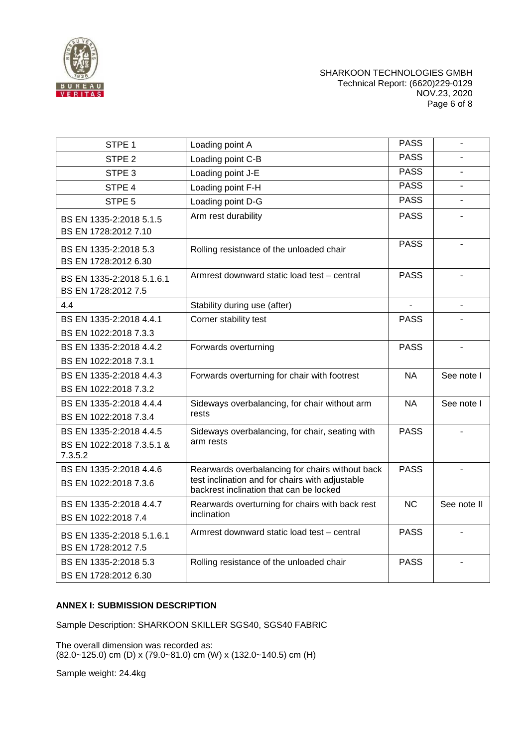| | | | |
|---|---|---|---|
| STPE 1 | Loading point A | PASS | - |
| STPE 2 | Loading point C-B | PASS | - |
| STPE 3 | Loading point J-E | PASS | - |
| STPE 4 | Loading point F-H | PASS | - |
| STPE 5 | Loading point D-G | PASS | - |
| BS EN 1335-2:2018 5.1.5<br>BS EN 1728:2012 7.10 | Arm rest durability | PASS | - |
| BS EN 1335-2:2018 5.3<br>BS EN 1728:2012 6.30 | Rolling resistance of the unloaded chair | PASS | - |
| BS EN 1335-2:2018 5.1.6.1<br>BS EN 1728:2012 7.5 | Armrest downward static load test – central | PASS | - |
| 4.4 | Stability during use (after) | - | - |
| BS EN 1335-2:2018 4.4.1<br>BS EN 1022:2018 7.3.3 | Corner stability test | PASS | - |
| BS EN 1335-2:2018 4.4.2<br>BS EN 1022:2018 7.3.1 | Forwards overturning | PASS | - |
| BS EN 1335-2:2018 4.4.3<br>BS EN 1022:2018 7.3.2 | Forwards overturning for chair with footrest | NA | See note I |
| BS EN 1335-2:2018 4.4.4<br>BS EN 1022:2018 7.3.4 | Sideways overbalancing, for chair without arm rests | NA | See note I |
| BS EN 1335-2:2018 4.4.5<br>BS EN 1022:2018 7.3.5.1 & 7.3.5.2 | Sideways overbalancing, for chair, seating with arm rests | PASS | - |
| BS EN 1335-2:2018 4.4.6<br>BS EN 1022:2018 7.3.6 | Rearwards overbalancing for chairs without back test inclination and for chairs with adjustable backrest inclination that can be locked | PASS | - |
| BS EN 1335-2:2018 4.4.7<br>BS EN 1022:2018 7.4 | Rearwards overturning for chairs with back rest inclination | NC | See note II |
| BS EN 1335-2:2018 5.1.6.1<br>BS EN 1728:2012 7.5 | Armrest downward static load test – central | PASS | - |
| BS EN 1335-2:2018 5.3<br>BS EN 1728:2012 6.30 | Rolling resistance of the unloaded chair | PASS | - |

**ANNEX I: SUBMISSION DESCRIPTION**

Sample Description: SHARKOON SKILLER SGS40, SGS40 FABRIC

The overall dimension was recorded as:
(82.0~125.0) cm (D) x (79.0~81.0) cm (W) x (132.0~140.5) cm (H)

Sample weight: 24.4kg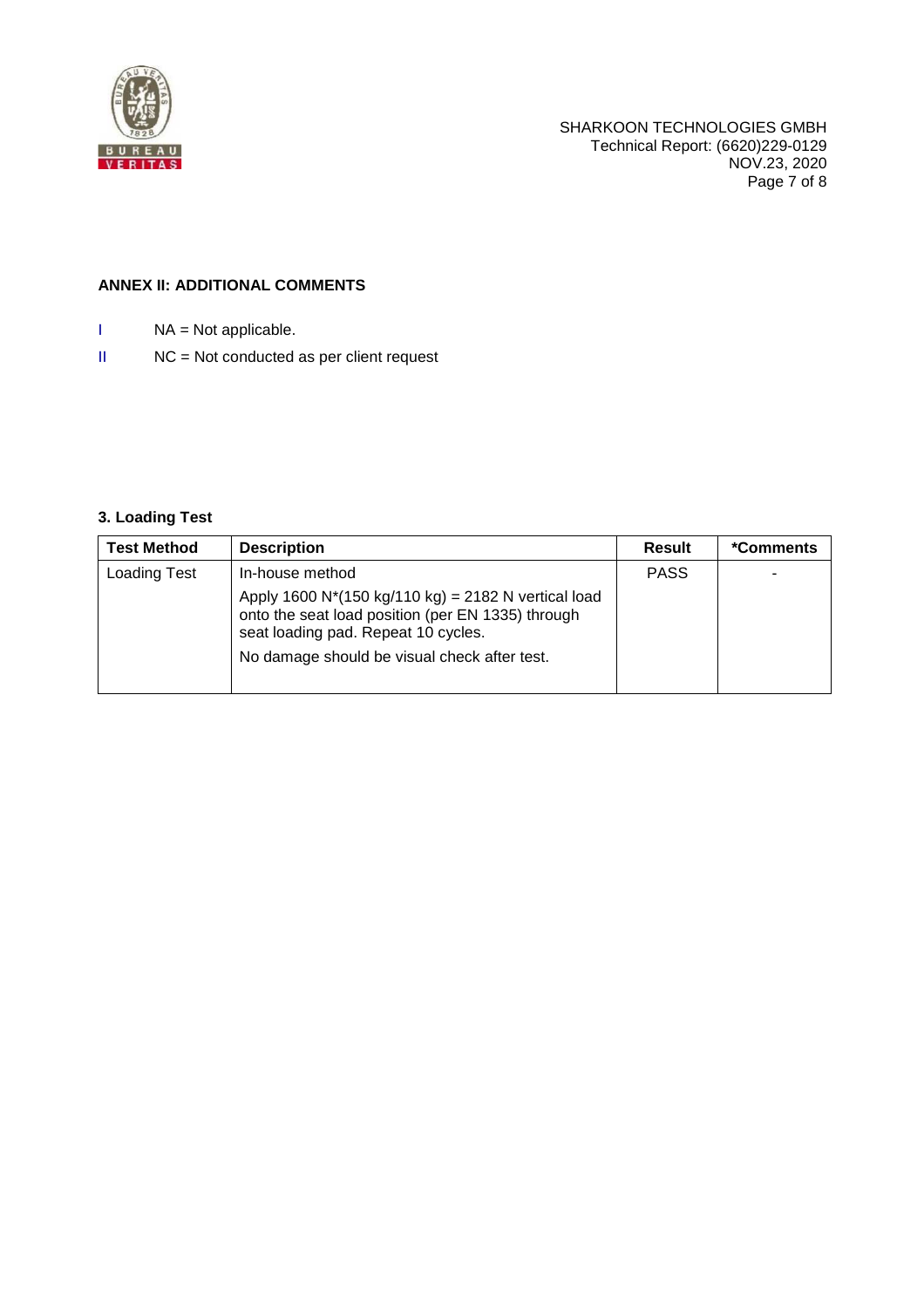**ANNEX II: ADDITIONAL COMMENTS**

I NA = Not applicable.

II NC = Not conducted as per client request

**3. Loading Test**

| Test Method | Description | Result | *Comments |
|---|---|---|---|
| Loading Test | In-house method<br>Apply 1600 N*(150 kg/110 kg) = 2182 N vertical load onto the seat load position (per EN 1335) through seat loading pad. Repeat 10 cycles.<br>No damage should be visual check after test. | PASS | - |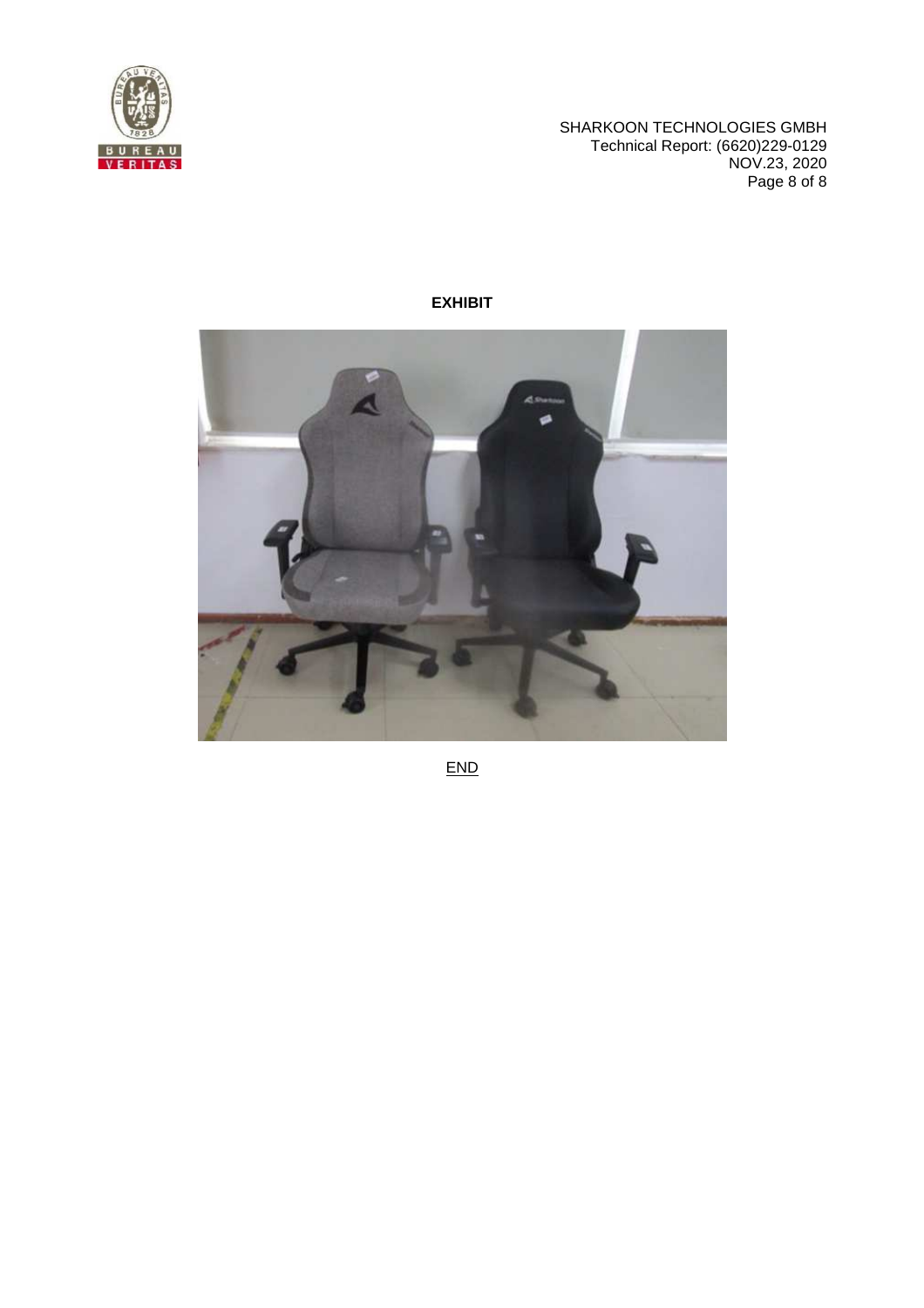**EXHIBIT**

END